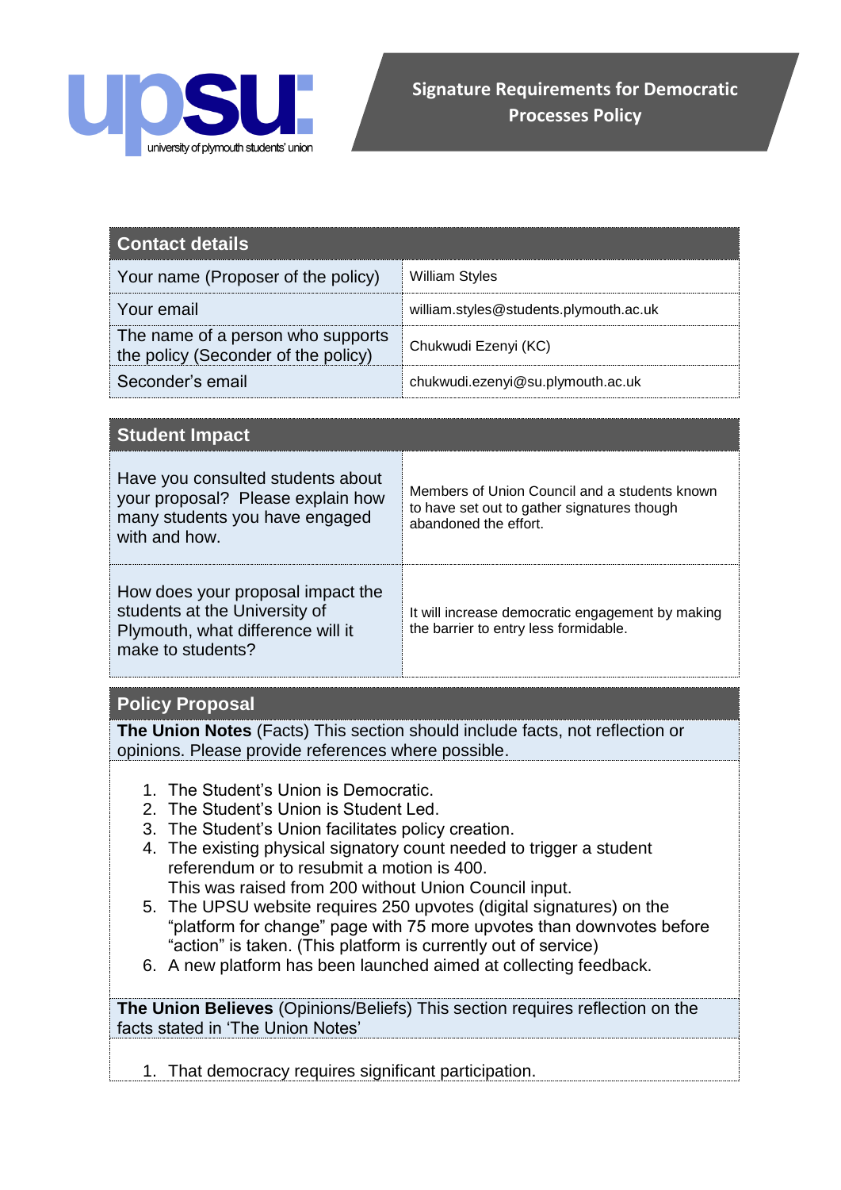# Signature Requirements for Democratic Processes Policy

| Contact details | |
|---|---|
| Your name (Proposer of the policy) | William Styles |
| Your email | william.styles@students.plymouth.ac.uk |
| The name of a person who supports the policy (Seconder of the policy) | Chukwudi Ezenyi (KC) |
| Seconder's email | chukwudi.ezenyi@su.plymouth.ac.uk |

| Student Impact | |
|---|---|
| Have you consulted students about your proposal? Please explain how many students you have engaged with and how. | Members of Union Council and a students known to have set out to gather signatures though abandoned the effort. |
| How does your proposal impact the students at the University of Plymouth, what difference will it make to students? | It will increase democratic engagement by making the barrier to entry less formidable. |

## Policy Proposal

**The Union Notes** (Facts) This section should include facts, not reflection or opinions. Please provide references where possible.

1. The Student's Union is Democratic.
2. The Student's Union is Student Led.
3. The Student's Union facilitates policy creation.
4. The existing physical signatory count needed to trigger a student referendum or to resubmit a motion is 400.
   This was raised from 200 without Union Council input.
5. The UPSU website requires 250 upvotes (digital signatures) on the "platform for change" page with 75 more upvotes than downvotes before "action" is taken. (This platform is currently out of service)
6. A new platform has been launched aimed at collecting feedback.

**The Union Believes** (Opinions/Beliefs) This section requires reflection on the facts stated in 'The Union Notes'

1. That democracy requires significant participation.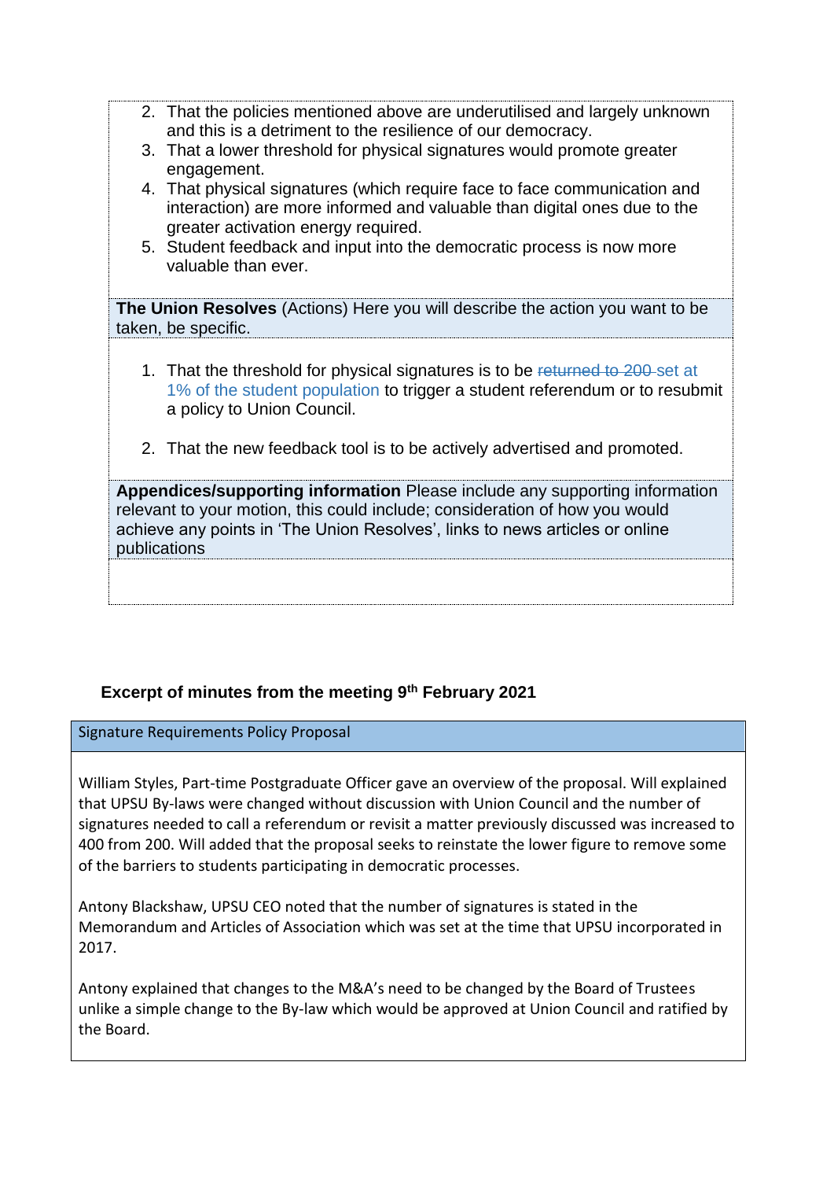2. That the policies mentioned above are underutilised and largely unknown and this is a detriment to the resilience of our democracy.
3. That a lower threshold for physical signatures would promote greater engagement.
4. That physical signatures (which require face to face communication and interaction) are more informed and valuable than digital ones due to the greater activation energy required.
5. Student feedback and input into the democratic process is now more valuable than ever.

**The Union Resolves** (Actions) Here you will describe the action you want to be taken, be specific.

1. That the threshold for physical signatures is to be ~~returned to 200~~ set at 1% of the student population to trigger a student referendum or to resubmit a policy to Union Council.

2. That the new feedback tool is to be actively advertised and promoted.

**Appendices/supporting information** Please include any supporting information relevant to your motion, this could include; consideration of how you would achieve any points in 'The Union Resolves', links to news articles or online publications

## Excerpt of minutes from the meeting 9th February 2021

### Signature Requirements Policy Proposal

William Styles, Part-time Postgraduate Officer gave an overview of the proposal. Will explained that UPSU By-laws were changed without discussion with Union Council and the number of signatures needed to call a referendum or revisit a matter previously discussed was increased to 400 from 200. Will added that the proposal seeks to reinstate the lower figure to remove some of the barriers to students participating in democratic processes.

Antony Blackshaw, UPSU CEO noted that the number of signatures is stated in the Memorandum and Articles of Association which was set at the time that UPSU incorporated in 2017.

Antony explained that changes to the M&A's need to be changed by the Board of Trustees unlike a simple change to the By-law which would be approved at Union Council and ratified by the Board.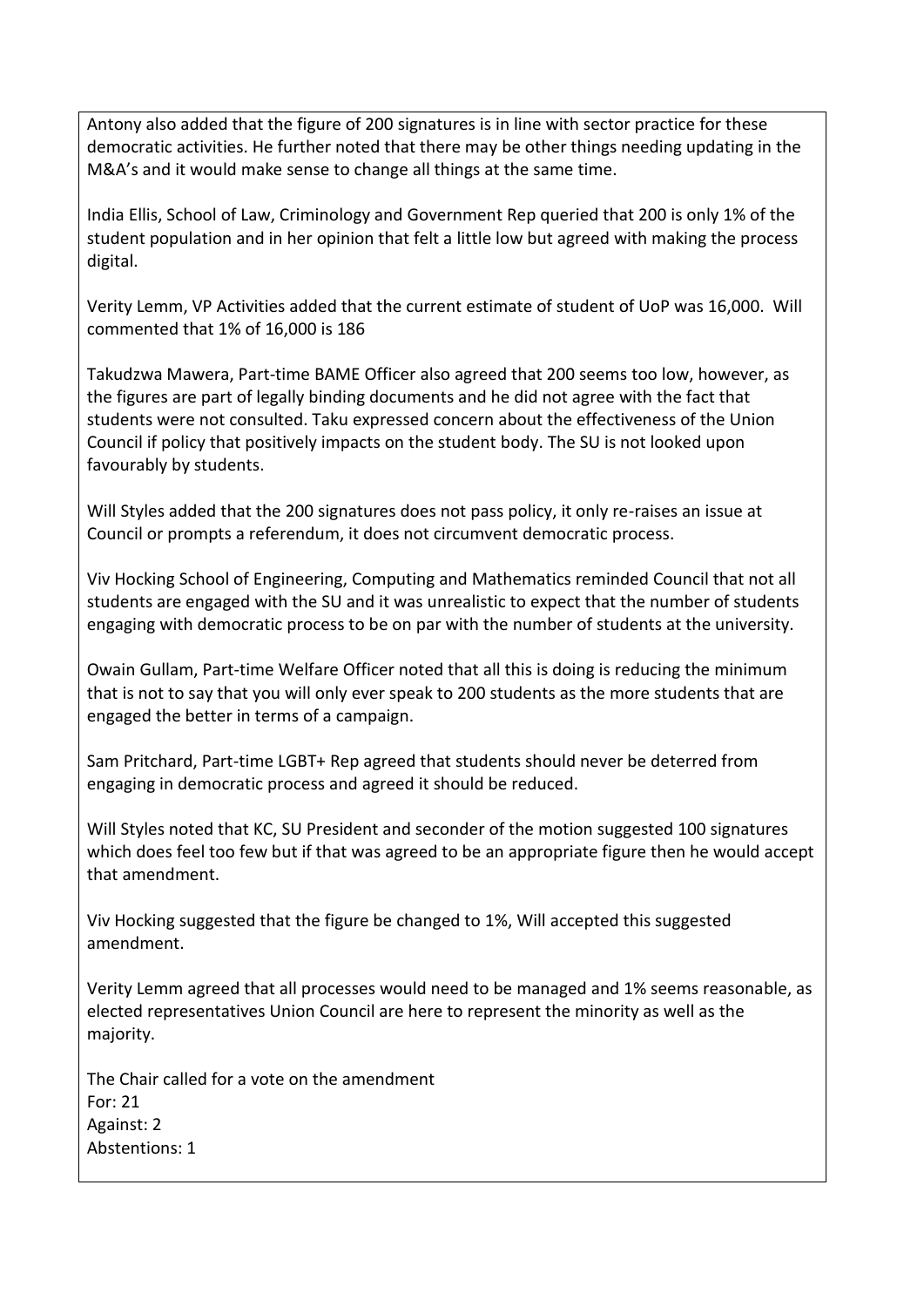Antony also added that the figure of 200 signatures is in line with sector practice for these democratic activities. He further noted that there may be other things needing updating in the M&A's and it would make sense to change all things at the same time.

India Ellis, School of Law, Criminology and Government Rep queried that 200 is only 1% of the student population and in her opinion that felt a little low but agreed with making the process digital.

Verity Lemm, VP Activities added that the current estimate of student of UoP was 16,000. Will commented that 1% of 16,000 is 186

Takudzwa Mawera, Part-time BAME Officer also agreed that 200 seems too low, however, as the figures are part of legally binding documents and he did not agree with the fact that students were not consulted. Taku expressed concern about the effectiveness of the Union Council if policy that positively impacts on the student body. The SU is not looked upon favourably by students.

Will Styles added that the 200 signatures does not pass policy, it only re-raises an issue at Council or prompts a referendum, it does not circumvent democratic process.

Viv Hocking School of Engineering, Computing and Mathematics reminded Council that not all students are engaged with the SU and it was unrealistic to expect that the number of students engaging with democratic process to be on par with the number of students at the university.

Owain Gullam, Part-time Welfare Officer noted that all this is doing is reducing the minimum that is not to say that you will only ever speak to 200 students as the more students that are engaged the better in terms of a campaign.

Sam Pritchard, Part-time LGBT+ Rep agreed that students should never be deterred from engaging in democratic process and agreed it should be reduced.

Will Styles noted that KC, SU President and seconder of the motion suggested 100 signatures which does feel too few but if that was agreed to be an appropriate figure then he would accept that amendment.

Viv Hocking suggested that the figure be changed to 1%, Will accepted this suggested amendment.

Verity Lemm agreed that all processes would need to be managed and 1% seems reasonable, as elected representatives Union Council are here to represent the minority as well as the majority.

The Chair called for a vote on the amendment
For: 21
Against: 2
Abstentions: 1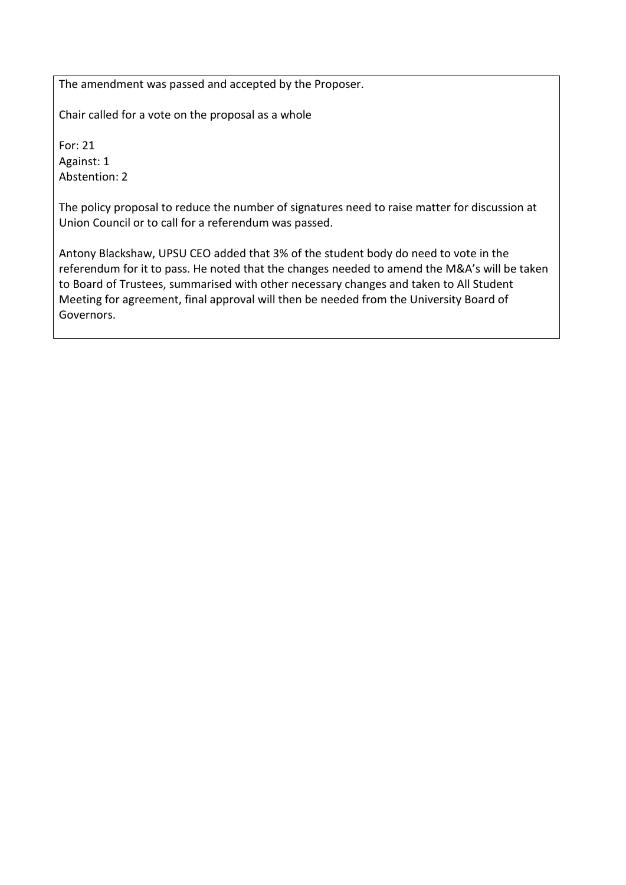The amendment was passed and accepted by the Proposer.

Chair called for a vote on the proposal as a whole

For: 21
Against: 1
Abstention: 2

The policy proposal to reduce the number of signatures need to raise matter for discussion at Union Council or to call for a referendum was passed.

Antony Blackshaw, UPSU CEO added that 3% of the student body do need to vote in the referendum for it to pass. He noted that the changes needed to amend the M&A's will be taken to Board of Trustees, summarised with other necessary changes and taken to All Student Meeting for agreement, final approval will then be needed from the University Board of Governors.